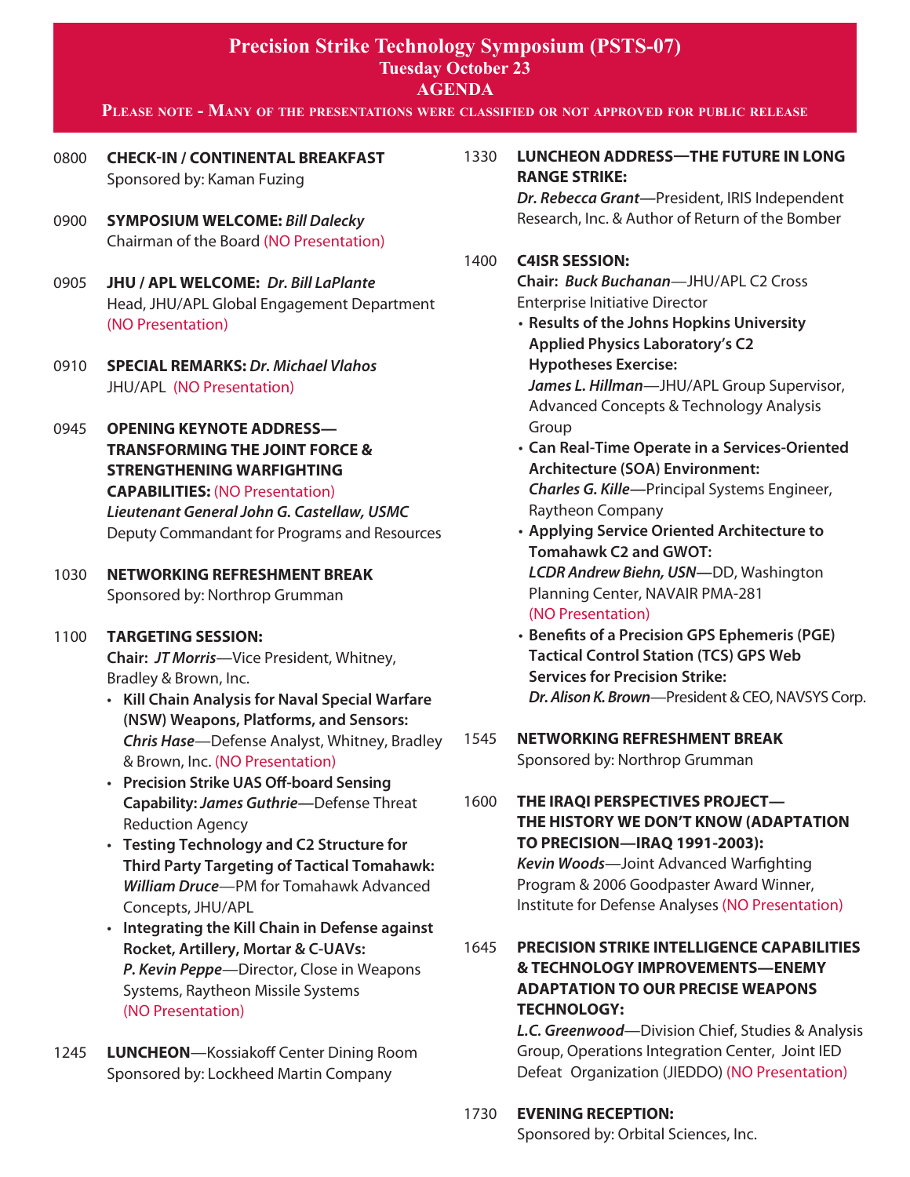# Precision Strike Technology Symposium (PSTS-07)

## Tuesday October 23

## AGENDA

**Please note - Many of the presentations were classified or not approved for public release**

0800 **CHECK-IN / CONTINENTAL BREAKFAST**
Sponsored by: Kaman Fuzing

0900 **SYMPOSIUM WELCOME:** ***Bill Dalecky***
Chairman of the Board (NO Presentation)

0905 **JHU / APL WELCOME:** ***Dr. Bill LaPlante***
Head, JHU/APL Global Engagement Department (NO Presentation)

0910 **SPECIAL REMARKS:** ***Dr. Michael Vlahos***
JHU/APL (NO Presentation)

0945 **OPENING KEYNOTE ADDRESS—TRANSFORMING THE JOINT FORCE & STRENGTHENING WARFIGHTING CAPABILITIES:** (NO Presentation)
***Lieutenant General John G. Castellaw, USMC***
Deputy Commandant for Programs and Resources

1030 **NETWORKING REFRESHMENT BREAK**
Sponsored by: Northrop Grumman

1100 **TARGETING SESSION:**
**Chair:** ***JT Morris***—Vice President, Whitney, Bradley & Brown, Inc.

- **Kill Chain Analysis for Naval Special Warfare (NSW) Weapons, Platforms, and Sensors:** ***Chris Hase***—Defense Analyst, Whitney, Bradley & Brown, Inc. (NO Presentation)
- **Precision Strike UAS Off-board Sensing Capability:** ***James Guthrie***—Defense Threat Reduction Agency
- **Testing Technology and C2 Structure for Third Party Targeting of Tactical Tomahawk:** ***William Druce***—PM for Tomahawk Advanced Concepts, JHU/APL
- **Integrating the Kill Chain in Defense against Rocket, Artillery, Mortar & C-UAVs:** ***P. Kevin Peppe***—Director, Close in Weapons Systems, Raytheon Missile Systems (NO Presentation)

1245 **LUNCHEON**—Kossiakoff Center Dining Room
Sponsored by: Lockheed Martin Company

1330 **LUNCHEON ADDRESS—THE FUTURE IN LONG RANGE STRIKE:**
***Dr. Rebecca Grant***—President, IRIS Independent Research, Inc. & Author of Return of the Bomber

1400 **C4ISR SESSION:**
**Chair:** ***Buck Buchanan***—JHU/APL C2 Cross Enterprise Initiative Director

- **Results of the Johns Hopkins University Applied Physics Laboratory's C2 Hypotheses Exercise:** ***James L. Hillman***—JHU/APL Group Supervisor, Advanced Concepts & Technology Analysis Group
- **Can Real-Time Operate in a Services-Oriented Architecture (SOA) Environment:** ***Charles G. Kille***—Principal Systems Engineer, Raytheon Company
- **Applying Service Oriented Architecture to Tomahawk C2 and GWOT:** ***LCDR Andrew Biehn, USN***—DD, Washington Planning Center, NAVAIR PMA-281 (NO Presentation)
- **Benefits of a Precision GPS Ephemeris (PGE) Tactical Control Station (TCS) GPS Web Services for Precision Strike:** ***Dr. Alison K. Brown***—President & CEO, NAVSYS Corp.

1545 **NETWORKING REFRESHMENT BREAK**
Sponsored by: Northrop Grumman

1600 **THE IRAQI PERSPECTIVES PROJECT—THE HISTORY WE DON'T KNOW (ADAPTATION TO PRECISION—IRAQ 1991-2003):**
***Kevin Woods***—Joint Advanced Warfighting Program & 2006 Goodpaster Award Winner, Institute for Defense Analyses (NO Presentation)

1645 **PRECISION STRIKE INTELLIGENCE CAPABILITIES & TECHNOLOGY IMPROVEMENTS—ENEMY ADAPTATION TO OUR PRECISE WEAPONS TECHNOLOGY:**
***L.C. Greenwood***—Division Chief, Studies & Analysis Group, Operations Integration Center, Joint IED Defeat Organization (JIEDDO) (NO Presentation)

1730 **EVENING RECEPTION:**
Sponsored by: Orbital Sciences, Inc.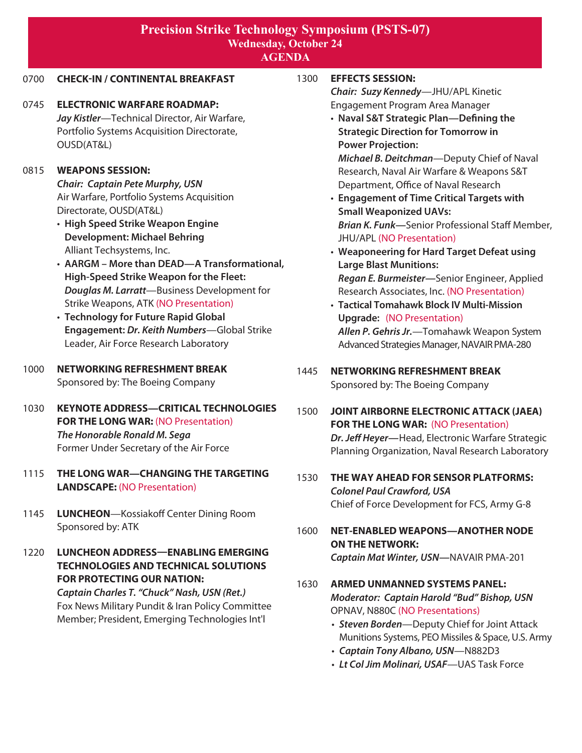# Precision Strike Technology Symposium (PSTS-07)
## Wednesday, October 24
## AGENDA

0700 **CHECK-IN / CONTINENTAL BREAKFAST**

0745 **ELECTRONIC WARFARE ROADMAP:**
***Jay Kistler***—Technical Director, Air Warfare, Portfolio Systems Acquisition Directorate, OUSD(AT&L)

0815 **WEAPONS SESSION:**
***Chair: Captain Pete Murphy, USN***
Air Warfare, Portfolio Systems Acquisition Directorate, OUSD(AT&L)

- **High Speed Strike Weapon Engine Development: Michael Behring**
  Alliant Techsystems, Inc.
- **AARGM – More than DEAD—A Transformational, High-Speed Strike Weapon for the Fleet:**
  ***Douglas M. Larratt***—Business Development for Strike Weapons, ATK (NO Presentation)
- **Technology for Future Rapid Global Engagement: *Dr. Keith Numbers***—Global Strike Leader, Air Force Research Laboratory

1000 **NETWORKING REFRESHMENT BREAK**
Sponsored by: The Boeing Company

1030 **KEYNOTE ADDRESS—CRITICAL TECHNOLOGIES FOR THE LONG WAR:** (NO Presentation)
***The Honorable Ronald M. Sega***
Former Under Secretary of the Air Force

1115 **THE LONG WAR—CHANGING THE TARGETING LANDSCAPE:** (NO Presentation)

1145 **LUNCHEON**—Kossiakoff Center Dining Room
Sponsored by: ATK

1220 **LUNCHEON ADDRESS—ENABLING EMERGING TECHNOLOGIES AND TECHNICAL SOLUTIONS FOR PROTECTING OUR NATION:**
***Captain Charles T. "Chuck" Nash, USN (Ret.)***
Fox News Military Pundit & Iran Policy Committee Member; President, Emerging Technologies Int'l

1300 **EFFECTS SESSION:**
***Chair: Suzy Kennedy***—JHU/APL Kinetic Engagement Program Area Manager

- **Naval S&T Strategic Plan—Defining the Strategic Direction for Tomorrow in Power Projection:**
  ***Michael B. Deitchman***—Deputy Chief of Naval Research, Naval Air Warfare & Weapons S&T Department, Office of Naval Research
- **Engagement of Time Critical Targets with Small Weaponized UAVs:**
  ***Brian K. Funk***—Senior Professional Staff Member, JHU/APL (NO Presentation)
- **Weaponeering for Hard Target Defeat using Large Blast Munitions:**
  ***Regan E. Burmeister***—Senior Engineer, Applied Research Associates, Inc. (NO Presentation)
- **Tactical Tomahawk Block IV Multi-Mission Upgrade:** (NO Presentation)
  ***Allen P. Gehris Jr.***—Tomahawk Weapon System Advanced Strategies Manager, NAVAIR PMA-280

1445 **NETWORKING REFRESHMENT BREAK**
Sponsored by: The Boeing Company

1500 **JOINT AIRBORNE ELECTRONIC ATTACK (JAEA) FOR THE LONG WAR:** (NO Presentation)
***Dr. Jeff Heyer***—Head, Electronic Warfare Strategic Planning Organization, Naval Research Laboratory

1530 **THE WAY AHEAD FOR SENSOR PLATFORMS:**
***Colonel Paul Crawford, USA***
Chief of Force Development for FCS, Army G-8

1600 **NET-ENABLED WEAPONS—ANOTHER NODE ON THE NETWORK:**
***Captain Mat Winter, USN***—NAVAIR PMA-201

1630 **ARMED UNMANNED SYSTEMS PANEL:**
***Moderator: Captain Harold "Bud" Bishop, USN***
OPNAV, N880C (NO Presentations)

- ***Steven Borden***—Deputy Chief for Joint Attack Munitions Systems, PEO Missiles & Space, U.S. Army
- ***Captain Tony Albano, USN***—N882D3
- ***Lt Col Jim Molinari, USAF***—UAS Task Force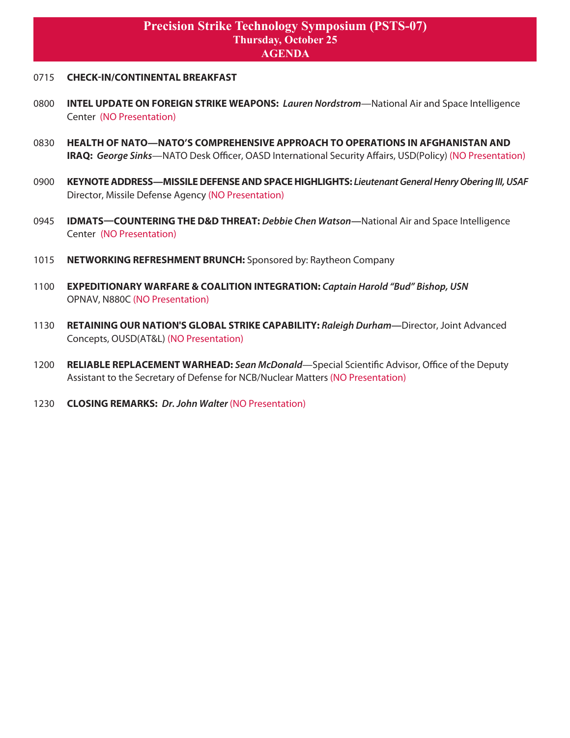# Precision Strike Technology Symposium (PSTS-07)
## Thursday, October 25
## AGENDA

0715 **CHECK-IN/CONTINENTAL BREAKFAST**

0800 **INTEL UPDATE ON FOREIGN STRIKE WEAPONS:** ***Lauren Nordstrom***—National Air and Space Intelligence Center (NO Presentation)

0830 **HEALTH OF NATO—NATO'S COMPREHENSIVE APPROACH TO OPERATIONS IN AFGHANISTAN AND IRAQ:** ***George Sinks***—NATO Desk Officer, OASD International Security Affairs, USD(Policy) (NO Presentation)

0900 **KEYNOTE ADDRESS—MISSILE DEFENSE AND SPACE HIGHLIGHTS:** ***Lieutenant General Henry Obering III, USAF*** Director, Missile Defense Agency (NO Presentation)

0945 **IDMATS—COUNTERING THE D&D THREAT:** ***Debbie Chen Watson***—National Air and Space Intelligence Center (NO Presentation)

1015 **NETWORKING REFRESHMENT BRUNCH:** Sponsored by: Raytheon Company

1100 **EXPEDITIONARY WARFARE & COALITION INTEGRATION:** ***Captain Harold "Bud" Bishop, USN*** OPNAV, N880C (NO Presentation)

1130 **RETAINING OUR NATION'S GLOBAL STRIKE CAPABILITY:** ***Raleigh Durham***—Director, Joint Advanced Concepts, OUSD(AT&L) (NO Presentation)

1200 **RELIABLE REPLACEMENT WARHEAD:** ***Sean McDonald***—Special Scientific Advisor, Office of the Deputy Assistant to the Secretary of Defense for NCB/Nuclear Matters (NO Presentation)

1230 **CLOSING REMARKS:** ***Dr. John Walter*** (NO Presentation)